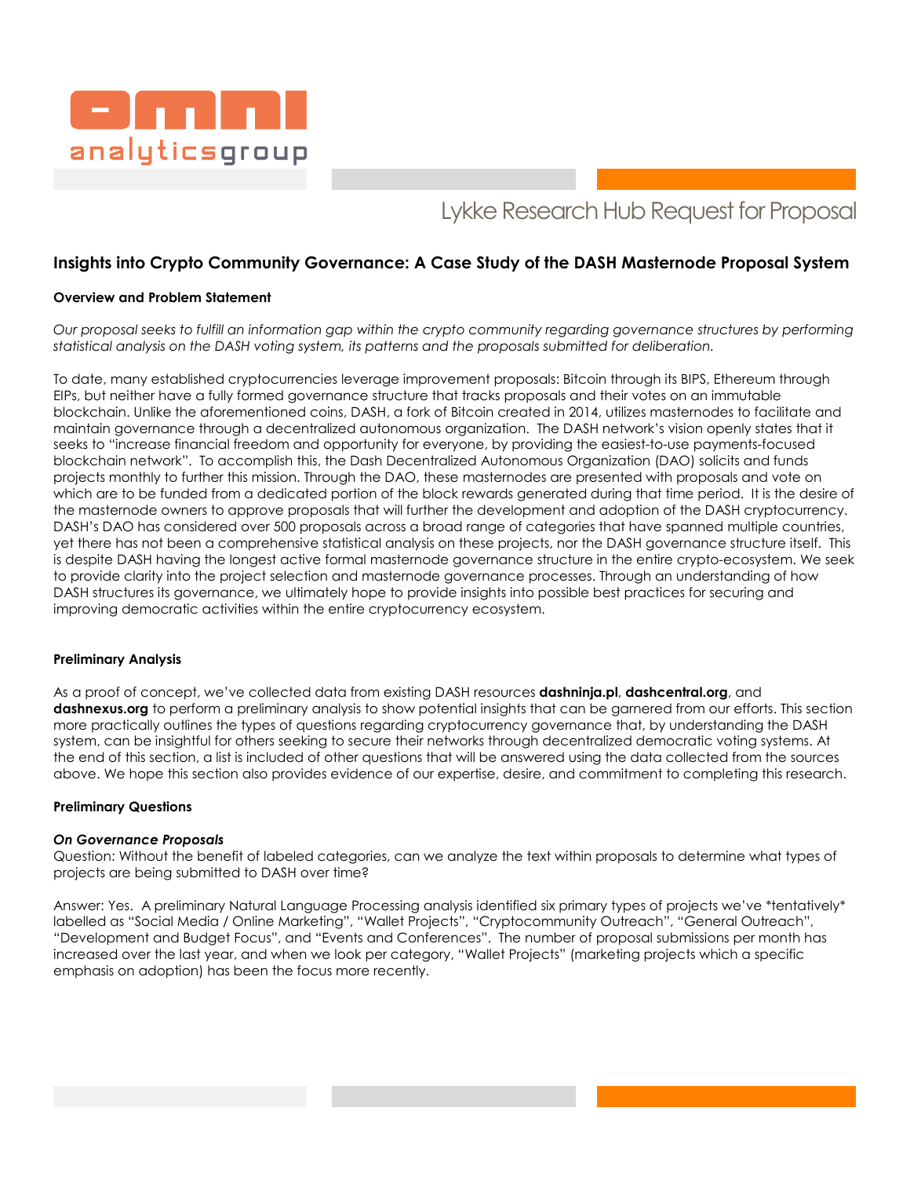omni analyticsgroup

Lykke Research Hub Request for Proposal

## Insights into Crypto Community Governance: A Case Study of the DASH Masternode Proposal System

### Overview and Problem Statement

*Our proposal seeks to fulfill an information gap within the crypto community regarding governance structures by performing statistical analysis on the DASH voting system, its patterns and the proposals submitted for deliberation.*

To date, many established cryptocurrencies leverage improvement proposals: Bitcoin through its BIPS, Ethereum through EIPs, but neither have a fully formed governance structure that tracks proposals and their votes on an immutable blockchain. Unlike the aforementioned coins, DASH, a fork of Bitcoin created in 2014, utilizes masternodes to facilitate and maintain governance through a decentralized autonomous organization. The DASH network's vision openly states that it seeks to "increase financial freedom and opportunity for everyone, by providing the easiest-to-use payments-focused blockchain network". To accomplish this, the Dash Decentralized Autonomous Organization (DAO) solicits and funds projects monthly to further this mission. Through the DAO, these masternodes are presented with proposals and vote on which are to be funded from a dedicated portion of the block rewards generated during that time period. It is the desire of the masternode owners to approve proposals that will further the development and adoption of the DASH cryptocurrency. DASH's DAO has considered over 500 proposals across a broad range of categories that have spanned multiple countries, yet there has not been a comprehensive statistical analysis on these projects, nor the DASH governance structure itself. This is despite DASH having the longest active formal masternode governance structure in the entire crypto-ecosystem. We seek to provide clarity into the project selection and masternode governance processes. Through an understanding of how DASH structures its governance, we ultimately hope to provide insights into possible best practices for securing and improving democratic activities within the entire cryptocurrency ecosystem.

### Preliminary Analysis

As a proof of concept, we've collected data from existing DASH resources **dashninja.pl**, **dashcentral.org**, and **dashnexus.org** to perform a preliminary analysis to show potential insights that can be garnered from our efforts. This section more practically outlines the types of questions regarding cryptocurrency governance that, by understanding the DASH system, can be insightful for others seeking to secure their networks through decentralized democratic voting systems. At the end of this section, a list is included of other questions that will be answered using the data collected from the sources above. We hope this section also provides evidence of our expertise, desire, and commitment to completing this research.

### Preliminary Questions

#### *On Governance Proposals*

Question: Without the benefit of labeled categories, can we analyze the text within proposals to determine what types of projects are being submitted to DASH over time?

Answer: Yes. A preliminary Natural Language Processing analysis identified six primary types of projects we've *tentatively* labelled as "Social Media / Online Marketing", "Wallet Projects", "Cryptocommunity Outreach", "General Outreach", "Development and Budget Focus", and "Events and Conferences". The number of proposal submissions per month has increased over the last year, and when we look per category, "Wallet Projects" (marketing projects which a specific emphasis on adoption) has been the focus more recently.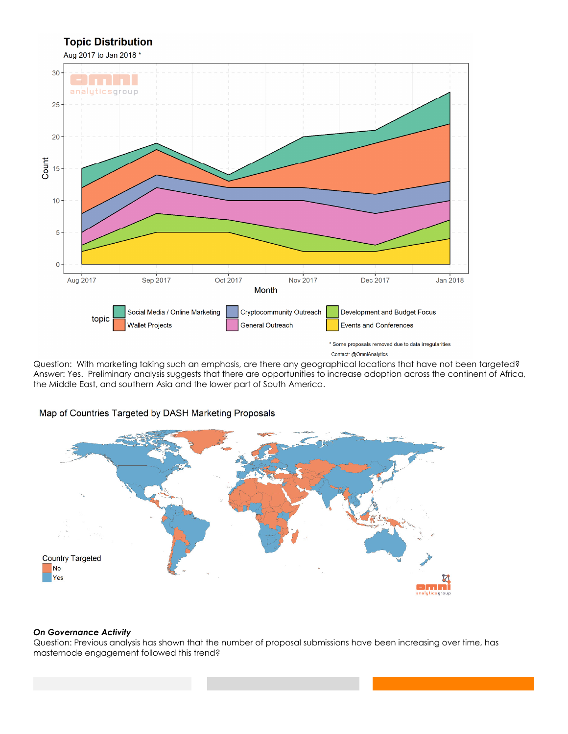Question: With marketing taking such an emphasis, are there any geographical locations that have not been targeted? Answer: Yes. Preliminary analysis suggests that there are opportunities to increase adoption across the continent of Africa, the Middle East, and southern Asia and the lower part of South America.

***On Governance Activity***

Question: Previous analysis has shown that the number of proposal submissions have been increasing over time, has masternode engagement followed this trend?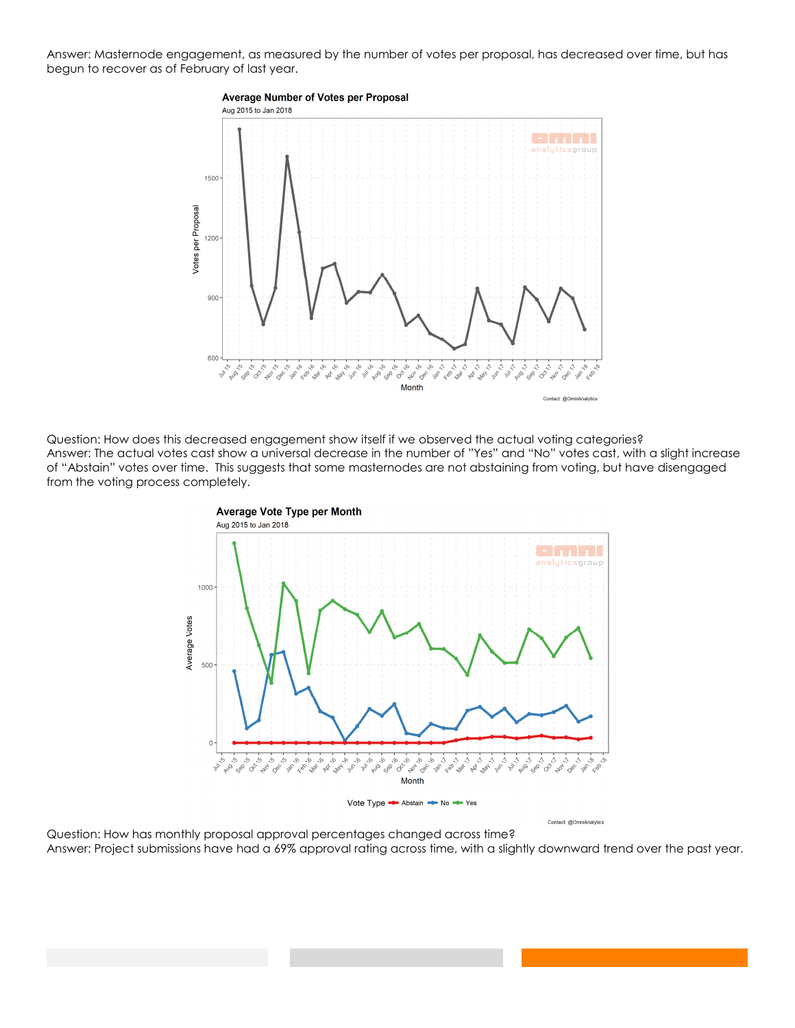Answer: Masternode engagement, as measured by the number of votes per proposal, has decreased over time, but has begun to recover as of February of last year.

Question: How does this decreased engagement show itself if we observed the actual voting categories?
Answer: The actual votes cast show a universal decrease in the number of "Yes" and "No" votes cast, with a slight increase of "Abstain" votes over time. This suggests that some masternodes are not abstaining from voting, but have disengaged from the voting process completely.

Question: How has monthly proposal approval percentages changed across time?
Answer: Project submissions have had a 69% approval rating across time, with a slightly downward trend over the past year.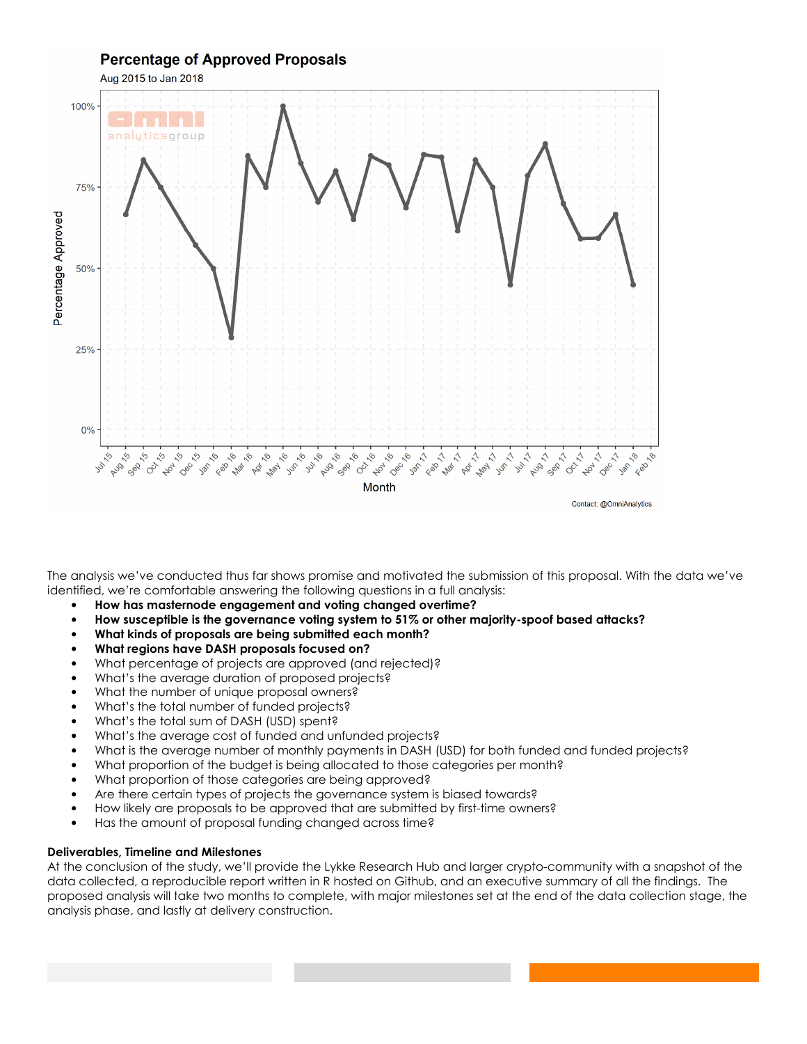The analysis we've conducted thus far shows promise and motivated the submission of this proposal. With the data we've identified, we're comfortable answering the following questions in a full analysis:

- **How has masternode engagement and voting changed overtime?**
- **How susceptible is the governance voting system to 51% or other majority-spoof based attacks?**
- **What kinds of proposals are being submitted each month?**
- **What regions have DASH proposals focused on?**
- What percentage of projects are approved (and rejected)?
- What's the average duration of proposed projects?
- What the number of unique proposal owners?
- What's the total number of funded projects?
- What's the total sum of DASH (USD) spent?
- What's the average cost of funded and unfunded projects?
- What is the average number of monthly payments in DASH (USD) for both funded and funded projects?
- What proportion of the budget is being allocated to those categories per month?
- What proportion of those categories are being approved?
- Are there certain types of projects the governance system is biased towards?
- How likely are proposals to be approved that are submitted by first-time owners?
- Has the amount of proposal funding changed across time?

**Deliverables, Timeline and Milestones**

At the conclusion of the study, we'll provide the Lykke Research Hub and larger crypto-community with a snapshot of the data collected, a reproducible report written in R hosted on Github, and an executive summary of all the findings. The proposed analysis will take two months to complete, with major milestones set at the end of the data collection stage, the analysis phase, and lastly at delivery construction.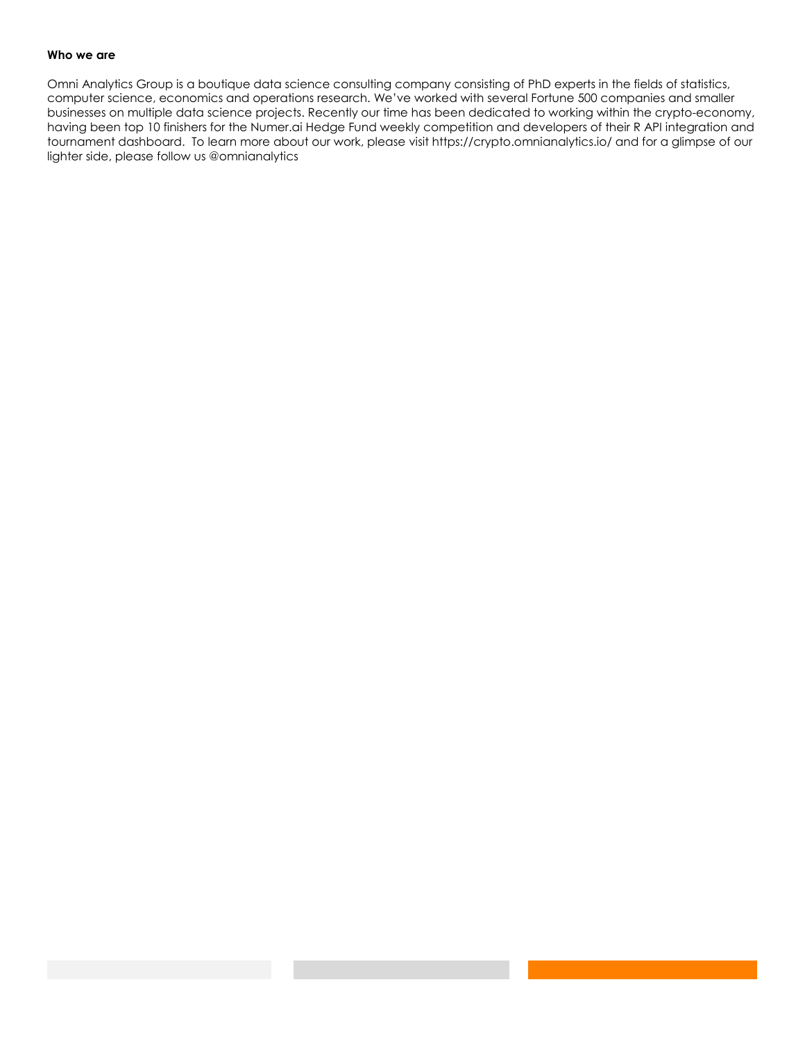**Who we are**

Omni Analytics Group is a boutique data science consulting company consisting of PhD experts in the fields of statistics, computer science, economics and operations research. We've worked with several Fortune 500 companies and smaller businesses on multiple data science projects. Recently our time has been dedicated to working within the crypto-economy, having been top 10 finishers for the Numer.ai Hedge Fund weekly competition and developers of their R API integration and tournament dashboard. To learn more about our work, please visit https://crypto.omnianalytics.io/ and for a glimpse of our lighter side, please follow us @omnianalytics